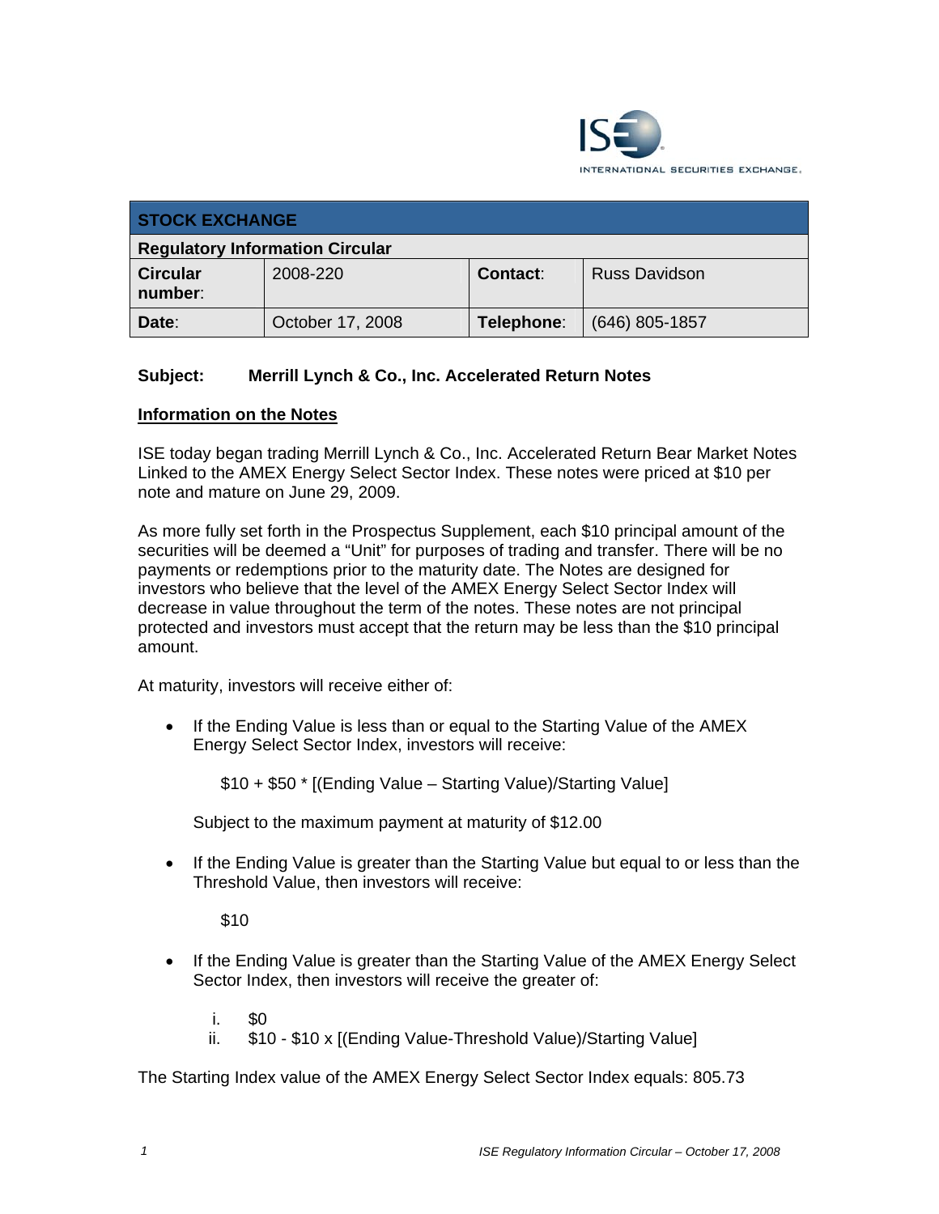INTERNATIONAL SECURITIES EXCHANGE.

| STOCK EXCHANGE | | | |
|---|---|---|---|
| **Regulatory Information Circular** | | | |
| **Circular number**: | 2008-220 | **Contact**: | Russ Davidson |
| **Date**: | October 17, 2008 | **Telephone**: | (646) 805-1857 |

**Subject: Merrill Lynch & Co., Inc. Accelerated Return Notes**

## Information on the Notes

ISE today began trading Merrill Lynch & Co., Inc. Accelerated Return Bear Market Notes Linked to the AMEX Energy Select Sector Index. These notes were priced at $10 per note and mature on June 29, 2009.

As more fully set forth in the Prospectus Supplement, each $10 principal amount of the securities will be deemed a "Unit" for purposes of trading and transfer. There will be no payments or redemptions prior to the maturity date. The Notes are designed for investors who believe that the level of the AMEX Energy Select Sector Index will decrease in value throughout the term of the notes. These notes are not principal protected and investors must accept that the return may be less than the $10 principal amount.

At maturity, investors will receive either of:

- If the Ending Value is less than or equal to the Starting Value of the AMEX Energy Select Sector Index, investors will receive:

  $10 + $50 * [(Ending Value – Starting Value)/Starting Value]

  Subject to the maximum payment at maturity of $12.00

- If the Ending Value is greater than the Starting Value but equal to or less than the Threshold Value, then investors will receive:

  $10

- If the Ending Value is greater than the Starting Value of the AMEX Energy Select Sector Index, then investors will receive the greater of:

  i. $0
  ii. $10 - $10 x [(Ending Value-Threshold Value)/Starting Value]

The Starting Index value of the AMEX Energy Select Sector Index equals: 805.73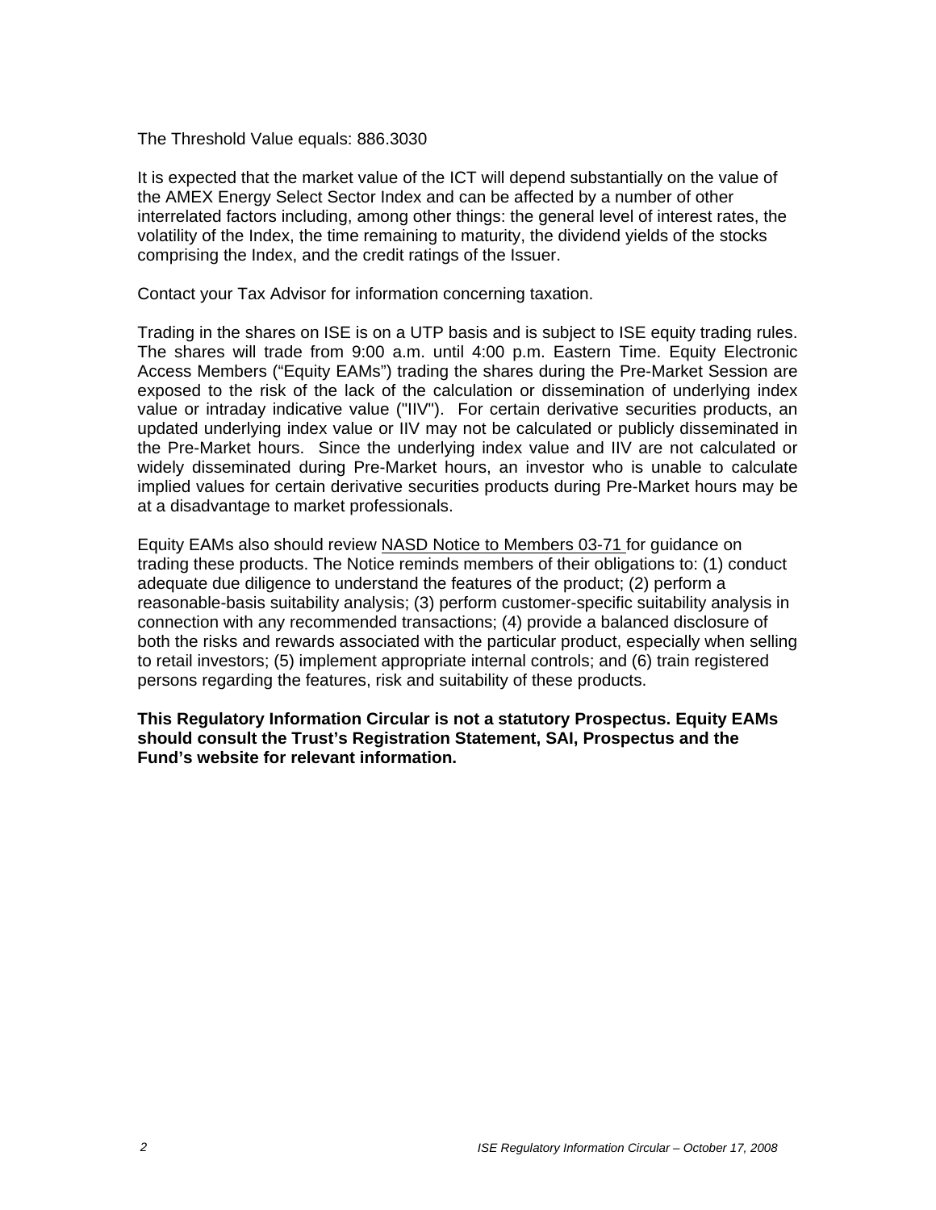The Threshold Value equals: 886.3030

It is expected that the market value of the ICT will depend substantially on the value of the AMEX Energy Select Sector Index and can be affected by a number of other interrelated factors including, among other things: the general level of interest rates, the volatility of the Index, the time remaining to maturity, the dividend yields of the stocks comprising the Index, and the credit ratings of the Issuer.

Contact your Tax Advisor for information concerning taxation.

Trading in the shares on ISE is on a UTP basis and is subject to ISE equity trading rules. The shares will trade from 9:00 a.m. until 4:00 p.m. Eastern Time. Equity Electronic Access Members ("Equity EAMs") trading the shares during the Pre-Market Session are exposed to the risk of the lack of the calculation or dissemination of underlying index value or intraday indicative value ("IIV"). For certain derivative securities products, an updated underlying index value or IIV may not be calculated or publicly disseminated in the Pre-Market hours. Since the underlying index value and IIV are not calculated or widely disseminated during Pre-Market hours, an investor who is unable to calculate implied values for certain derivative securities products during Pre-Market hours may be at a disadvantage to market professionals.

Equity EAMs also should review NASD Notice to Members 03-71 for guidance on trading these products. The Notice reminds members of their obligations to: (1) conduct adequate due diligence to understand the features of the product; (2) perform a reasonable-basis suitability analysis; (3) perform customer-specific suitability analysis in connection with any recommended transactions; (4) provide a balanced disclosure of both the risks and rewards associated with the particular product, especially when selling to retail investors; (5) implement appropriate internal controls; and (6) train registered persons regarding the features, risk and suitability of these products.

**This Regulatory Information Circular is not a statutory Prospectus. Equity EAMs should consult the Trust's Registration Statement, SAI, Prospectus and the Fund's website for relevant information.**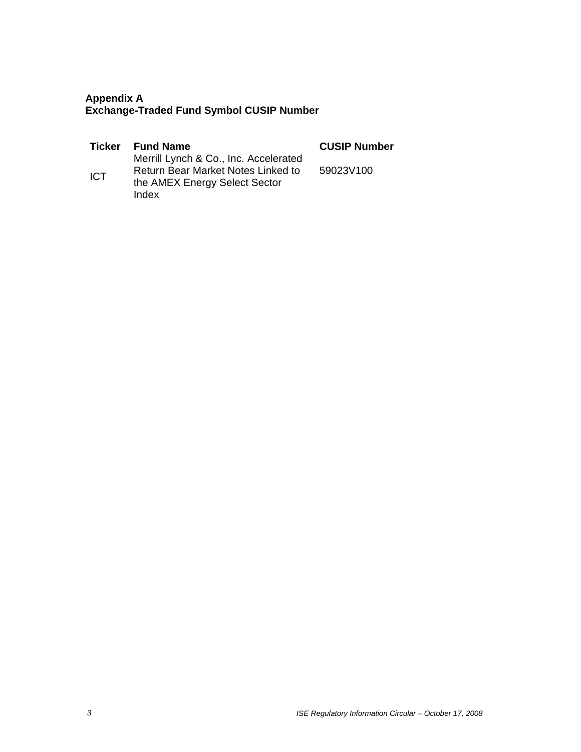**Appendix A**
**Exchange-Traded Fund Symbol CUSIP Number**

| Ticker | Fund Name | CUSIP Number |
|---|---|---|
| ICT | Merrill Lynch & Co., Inc. Accelerated Return Bear Market Notes Linked to the AMEX Energy Select Sector Index | 59023V100 |